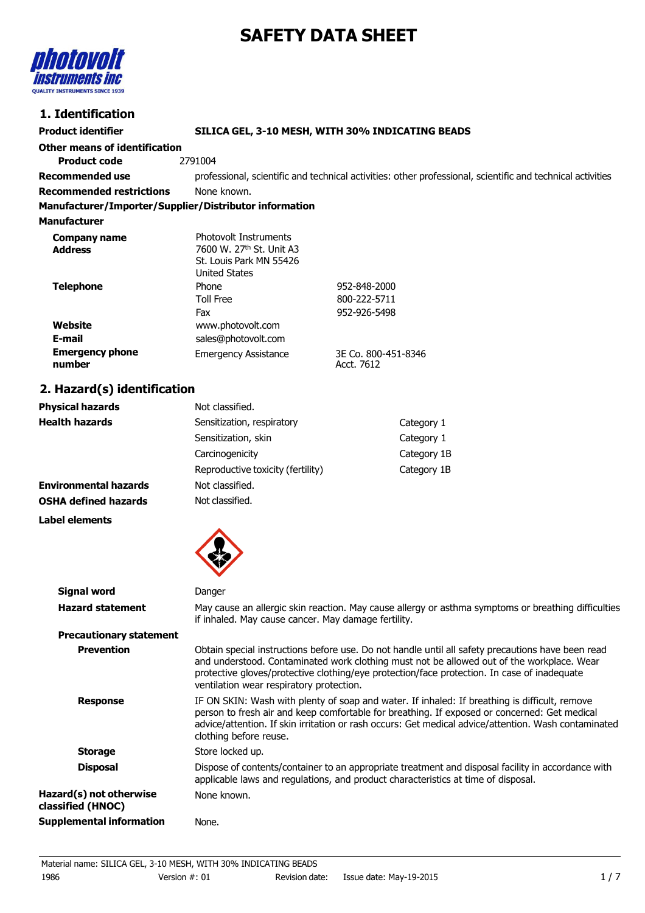# SAFETY DATA SHEET

## 1. Identification

**Product identifier** SILICA GEL, 3-10 MESH, WITH 30% INDICATING BEADS

**Other means of identification**

**Product code** 2791004

**Recommended use** professional, scientific and technical activities: other professional, scientific and technical activities

**Recommended restrictions** None known.

**Manufacturer/Importer/Supplier/Distributor information**

**Manufacturer**

| | | |
|---|---|---|
| **Company name** | Photovolt Instruments | |
| **Address** | 7600 W. 27th St. Unit A3<br>St. Louis Park MN 55426<br>United States | |
| **Telephone** | Phone | 952-848-2000 |
| | Toll Free | 800-222-5711 |
| | Fax | 952-926-5498 |
| **Website** | www.photovolt.com | |
| **E-mail** | sales@photovolt.com | |
| **Emergency phone number** | Emergency Assistance | 3E Co. 800-451-8346<br>Acct. 7612 |

## 2. Hazard(s) identification

| | | |
|---|---|---|
| **Physical hazards** | Not classified. | |
| **Health hazards** | Sensitization, respiratory | Category 1 |
| | Sensitization, skin | Category 1 |
| | Carcinogenicity | Category 1B |
| | Reproductive toxicity (fertility) | Category 1B |
| **Environmental hazards** | Not classified. | |
| **OSHA defined hazards** | Not classified. | |

**Label elements**

**Signal word** Danger

**Hazard statement** May cause an allergic skin reaction. May cause allergy or asthma symptoms or breathing difficulties if inhaled. May cause cancer. May damage fertility.

**Precautionary statement**

**Prevention** Obtain special instructions before use. Do not handle until all safety precautions have been read and understood. Contaminated work clothing must not be allowed out of the workplace. Wear protective gloves/protective clothing/eye protection/face protection. In case of inadequate ventilation wear respiratory protection.

**Response** IF ON SKIN: Wash with plenty of soap and water. If inhaled: If breathing is difficult, remove person to fresh air and keep comfortable for breathing. If exposed or concerned: Get medical advice/attention. If skin irritation or rash occurs: Get medical advice/attention. Wash contaminated clothing before reuse.

**Storage** Store locked up.

**Disposal** Dispose of contents/container to an appropriate treatment and disposal facility in accordance with applicable laws and regulations, and product characteristics at time of disposal.

**Hazard(s) not otherwise classified (HNOC)** None known.

**Supplemental information** None.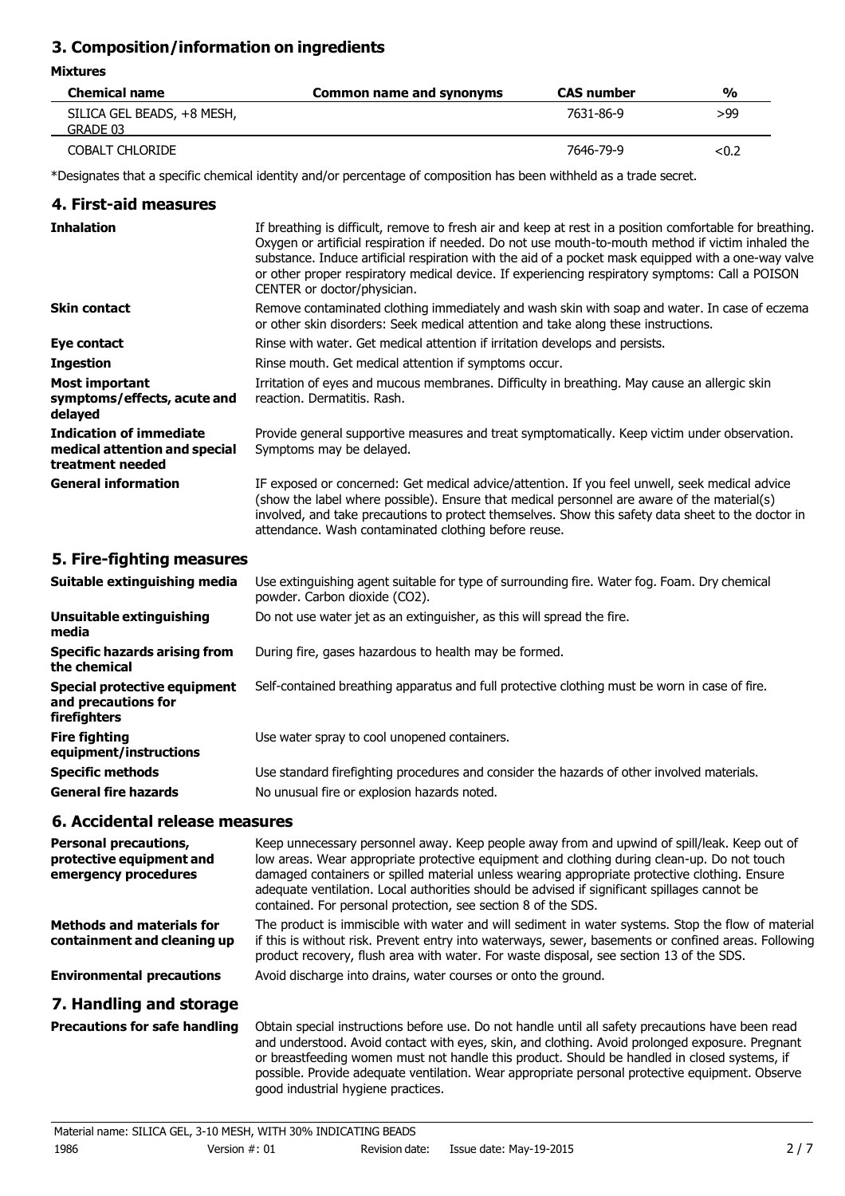## 3. Composition/information on ingredients

**Mixtures**

| Chemical name | Common name and synonyms | CAS number | % |
|---|---|---|---|
| SILICA GEL BEADS, +8 MESH, GRADE 03 | | 7631-86-9 | >99 |
| COBALT CHLORIDE | | 7646-79-9 | <0.2 |

*Designates that a specific chemical identity and/or percentage of composition has been withheld as a trade secret.

## 4. First-aid measures

**Inhalation**
If breathing is difficult, remove to fresh air and keep at rest in a position comfortable for breathing. Oxygen or artificial respiration if needed. Do not use mouth-to-mouth method if victim inhaled the substance. Induce artificial respiration with the aid of a pocket mask equipped with a one-way valve or other proper respiratory medical device. If experiencing respiratory symptoms: Call a POISON CENTER or doctor/physician.

**Skin contact**
Remove contaminated clothing immediately and wash skin with soap and water. In case of eczema or other skin disorders: Seek medical attention and take along these instructions.

**Eye contact**
Rinse with water. Get medical attention if irritation develops and persists.

**Ingestion**
Rinse mouth. Get medical attention if symptoms occur.

**Most important symptoms/effects, acute and delayed**
Irritation of eyes and mucous membranes. Difficulty in breathing. May cause an allergic skin reaction. Dermatitis. Rash.

**Indication of immediate medical attention and special treatment needed**
Provide general supportive measures and treat symptomatically. Keep victim under observation. Symptoms may be delayed.

**General information**
IF exposed or concerned: Get medical advice/attention. If you feel unwell, seek medical advice (show the label where possible). Ensure that medical personnel are aware of the material(s) involved, and take precautions to protect themselves. Show this safety data sheet to the doctor in attendance. Wash contaminated clothing before reuse.

## 5. Fire-fighting measures

**Suitable extinguishing media**
Use extinguishing agent suitable for type of surrounding fire. Water fog. Foam. Dry chemical powder. Carbon dioxide ($CO_2$).

**Unsuitable extinguishing media**
Do not use water jet as an extinguisher, as this will spread the fire.

**Specific hazards arising from the chemical**
During fire, gases hazardous to health may be formed.

**Special protective equipment and precautions for firefighters**
Self-contained breathing apparatus and full protective clothing must be worn in case of fire.

**Fire fighting equipment/instructions**
Use water spray to cool unopened containers.

**Specific methods**
Use standard firefighting procedures and consider the hazards of other involved materials.

**General fire hazards**
No unusual fire or explosion hazards noted.

## 6. Accidental release measures

**Personal precautions, protective equipment and emergency procedures**
Keep unnecessary personnel away. Keep people away from and upwind of spill/leak. Keep out of low areas. Wear appropriate protective equipment and clothing during clean-up. Do not touch damaged containers or spilled material unless wearing appropriate protective clothing. Ensure adequate ventilation. Local authorities should be advised if significant spillages cannot be contained. For personal protection, see section 8 of the SDS.

**Methods and materials for containment and cleaning up**
The product is immiscible with water and will sediment in water systems. Stop the flow of material if this is without risk. Prevent entry into waterways, sewer, basements or confined areas. Following product recovery, flush area with water. For waste disposal, see section 13 of the SDS.

**Environmental precautions**
Avoid discharge into drains, water courses or onto the ground.

## 7. Handling and storage

**Precautions for safe handling**
Obtain special instructions before use. Do not handle until all safety precautions have been read and understood. Avoid contact with eyes, skin, and clothing. Avoid prolonged exposure. Pregnant or breastfeeding women must not handle this product. Should be handled in closed systems, if possible. Provide adequate ventilation. Wear appropriate personal protective equipment. Observe good industrial hygiene practices.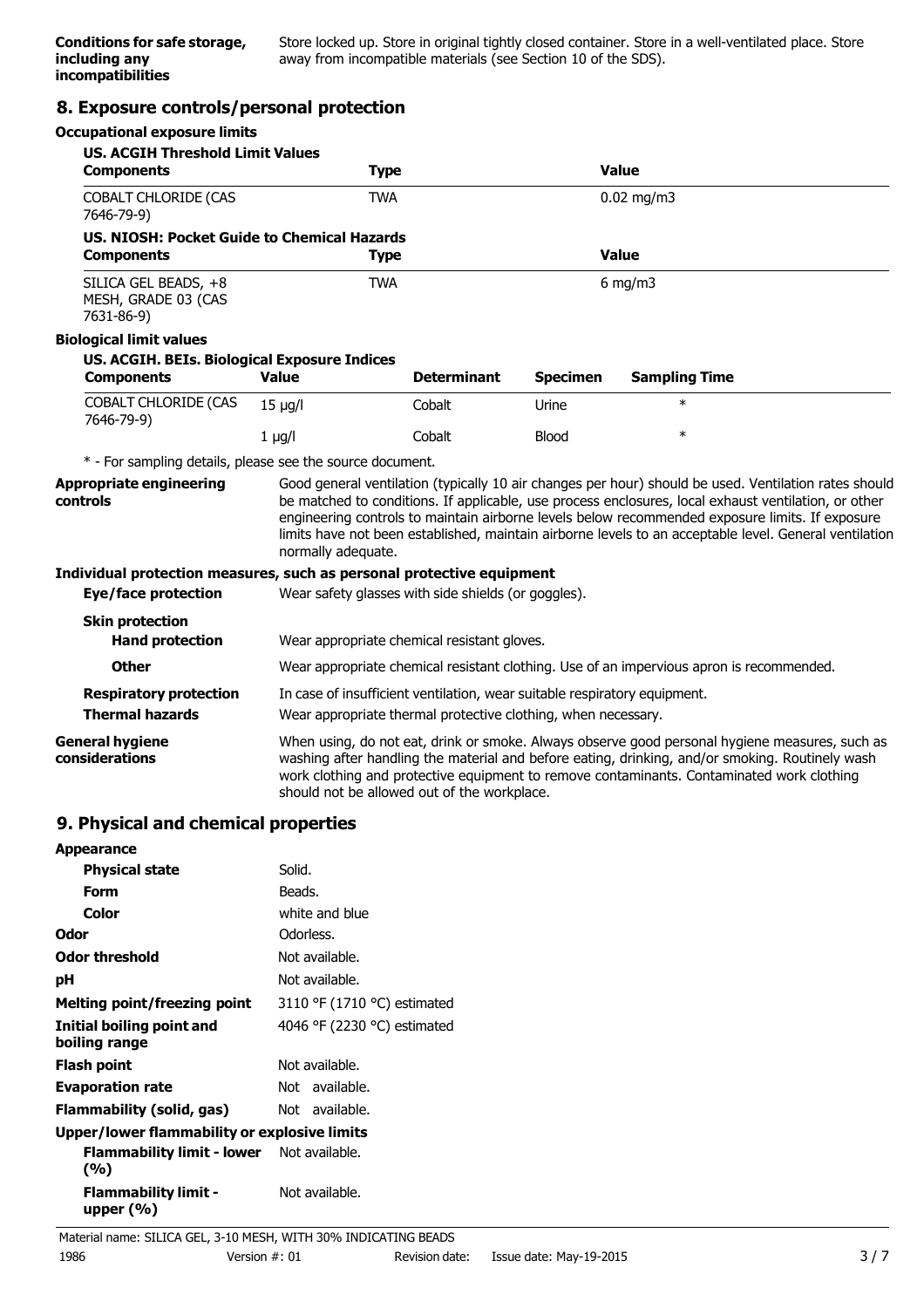**Conditions for safe storage, including any incompatibilities**

Store locked up. Store in original tightly closed container. Store in a well-ventilated place. Store away from incompatible materials (see Section 10 of the SDS).

## 8. Exposure controls/personal protection

### Occupational exposure limits

**US. ACGIH Threshold Limit Values**

| Components | Type | Value |
|---|---|---|
| COBALT CHLORIDE (CAS 7646-79-9) | TWA | 0.02 mg/m3 |

**US. NIOSH: Pocket Guide to Chemical Hazards**

| Components | Type | Value |
|---|---|---|
| SILICA GEL BEADS, +8 MESH, GRADE 03 (CAS 7631-86-9) | TWA | 6 mg/m3 |

### Biological limit values

**US. ACGIH. BEIs. Biological Exposure Indices**

| Components | Value | Determinant | Specimen | Sampling Time |
|---|---|---|---|---|
| COBALT CHLORIDE (CAS 7646-79-9) | 15 µg/l | Cobalt | Urine | * |
| | 1 µg/l | Cobalt | Blood | * |

* - For sampling details, please see the source document.

**Appropriate engineering controls**

Good general ventilation (typically 10 air changes per hour) should be used. Ventilation rates should be matched to conditions. If applicable, use process enclosures, local exhaust ventilation, or other engineering controls to maintain airborne levels below recommended exposure limits. If exposure limits have not been established, maintain airborne levels to an acceptable level. General ventilation normally adequate.

### Individual protection measures, such as personal protective equipment

**Eye/face protection**

Wear safety glasses with side shields (or goggles).

**Skin protection**

**Hand protection**

Wear appropriate chemical resistant gloves.

**Other**

Wear appropriate chemical resistant clothing. Use of an impervious apron is recommended.

**Respiratory protection**

In case of insufficient ventilation, wear suitable respiratory equipment.

**Thermal hazards**

Wear appropriate thermal protective clothing, when necessary.

**General hygiene considerations**

When using, do not eat, drink or smoke. Always observe good personal hygiene measures, such as washing after handling the material and before eating, drinking, and/or smoking. Routinely wash work clothing and protective equipment to remove contaminants. Contaminated work clothing should not be allowed out of the workplace.

## 9. Physical and chemical properties

**Appearance**

| | |
|---|---|
| **Physical state** | Solid. |
| **Form** | Beads. |
| **Color** | white and blue |
| **Odor** | Odorless. |
| **Odor threshold** | Not available. |
| **pH** | Not available. |
| **Melting point/freezing point** | 3110 °F (1710 °C) estimated |
| **Initial boiling point and boiling range** | 4046 °F (2230 °C) estimated |
| **Flash point** | Not available. |
| **Evaporation rate** | Not available. |
| **Flammability (solid, gas)** | Not available. |

**Upper/lower flammability or explosive limits**

| | |
|---|---|
| **Flammability limit - lower (%)** | Not available. |
| **Flammability limit - upper (%)** | Not available. |

Material name: SILICA GEL, 3-10 MESH, WITH 30% INDICATING BEADS
1986 Version #: 01 Revision date: Issue date: May-19-2015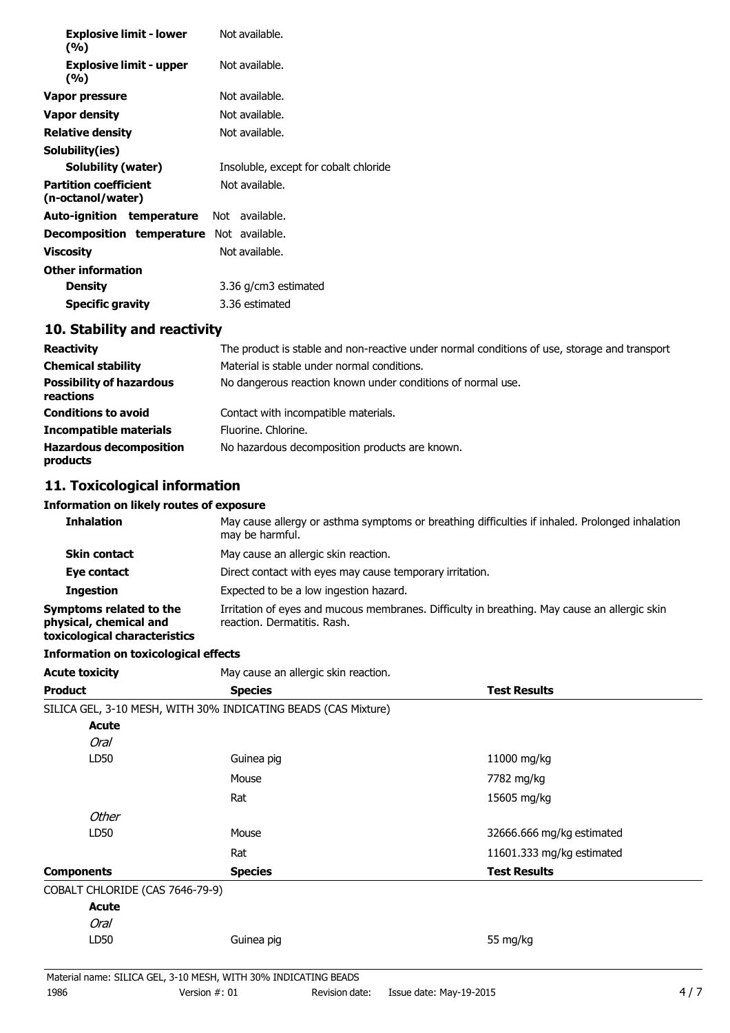| | |
|---|---|
| **Explosive limit - lower (%)** | Not available. |
| **Explosive limit - upper (%)** | Not available. |
| **Vapor pressure** | Not available. |
| **Vapor density** | Not available. |
| **Relative density** | Not available. |
| **Solubility(ies)** | |
| **Solubility (water)** | Insoluble, except for cobalt chloride |
| **Partition coefficient (n-octanol/water)** | Not available. |
| **Auto-ignition temperature** | Not available. |
| **Decomposition temperature** | Not available. |
| **Viscosity** | Not available. |
| **Other information** | |
| **Density** | 3.36 g/cm3 estimated |
| **Specific gravity** | 3.36 estimated |

## 10. Stability and reactivity

| | |
|---|---|
| **Reactivity** | The product is stable and non-reactive under normal conditions of use, storage and transport |
| **Chemical stability** | Material is stable under normal conditions. |
| **Possibility of hazardous reactions** | No dangerous reaction known under conditions of normal use. |
| **Conditions to avoid** | Contact with incompatible materials. |
| **Incompatible materials** | Fluorine. Chlorine. |
| **Hazardous decomposition products** | No hazardous decomposition products are known. |

## 11. Toxicological information

### Information on likely routes of exposure

| | |
|---|---|
| **Inhalation** | May cause allergy or asthma symptoms or breathing difficulties if inhaled. Prolonged inhalation may be harmful. |
| **Skin contact** | May cause an allergic skin reaction. |
| **Eye contact** | Direct contact with eyes may cause temporary irritation. |
| **Ingestion** | Expected to be a low ingestion hazard. |
| **Symptoms related to the physical, chemical and toxicological characteristics** | Irritation of eyes and mucous membranes. Difficulty in breathing. May cause an allergic skin reaction. Dermatitis. Rash. |

### Information on toxicological effects

**Acute toxicity** May cause an allergic skin reaction.

| Product | Species | Test Results |
|---|---|---|
| SILICA GEL, 3-10 MESH, WITH 30% INDICATING BEADS (CAS Mixture) | | |
| **Acute** | | |
| *Oral* | | |
| LD50 | Guinea pig | 11000 mg/kg |
| | Mouse | 7782 mg/kg |
| | Rat | 15605 mg/kg |
| *Other* | | |
| LD50 | Mouse | 32666.666 mg/kg estimated |
| | Rat | 11601.333 mg/kg estimated |

| Components | Species | Test Results |
|---|---|---|
| COBALT CHLORIDE (CAS 7646-79-9) | | |
| **Acute** | | |
| *Oral* | | |
| LD50 | Guinea pig | 55 mg/kg |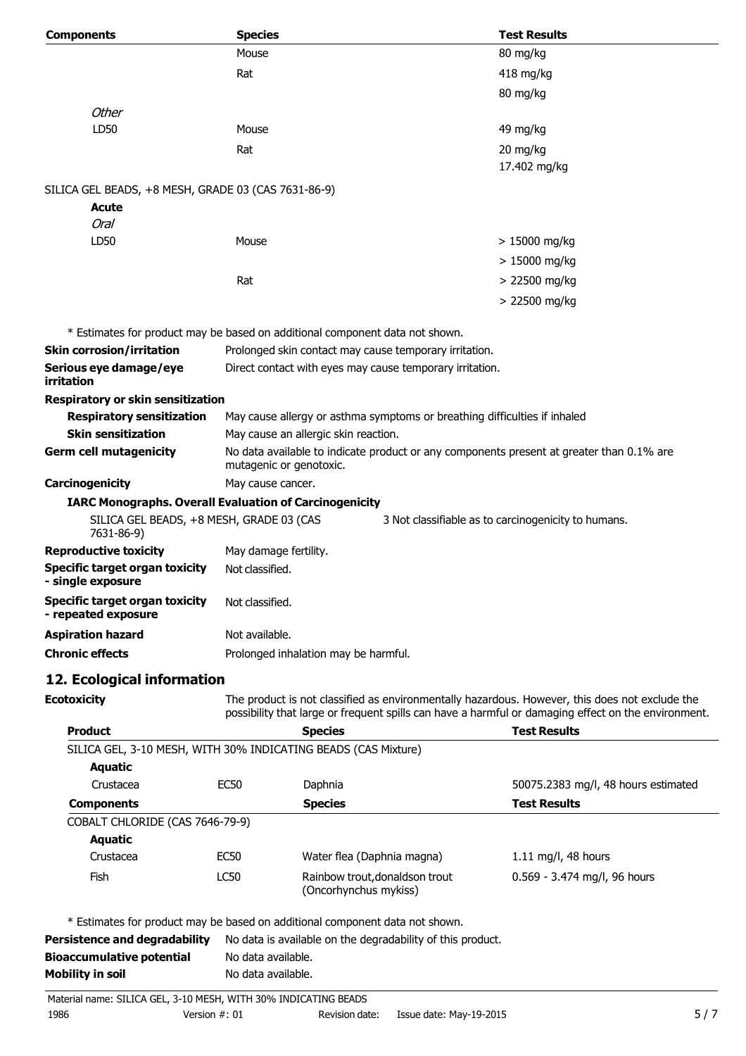| Components | Species | Test Results |
|---|---|---|
| | Mouse | 80 mg/kg |
| | Rat | 418 mg/kg |
| | | 80 mg/kg |
| *Other* | | |
| LD50 | Mouse | 49 mg/kg |
| | Rat | 20 mg/kg |
| | | 17.402 mg/kg |
| SILICA GEL BEADS, +8 MESH, GRADE 03 (CAS 7631-86-9) | | |
| **Acute** | | |
| *Oral* | | |
| LD50 | Mouse | > 15000 mg/kg |
| | | > 15000 mg/kg |
| | Rat | > 22500 mg/kg |
| | | > 22500 mg/kg |

* Estimates for product may be based on additional component data not shown.

**Skin corrosion/irritation** Prolonged skin contact may cause temporary irritation.

**Serious eye damage/eye irritation** Direct contact with eyes may cause temporary irritation.

**Respiratory or skin sensitization**

**Respiratory sensitization** May cause allergy or asthma symptoms or breathing difficulties if inhaled

**Skin sensitization** May cause an allergic skin reaction.

**Germ cell mutagenicity** No data available to indicate product or any components present at greater than 0.1% are mutagenic or genotoxic.

**Carcinogenicity** May cause cancer.

**IARC Monographs. Overall Evaluation of Carcinogenicity**

SILICA GEL BEADS, +8 MESH, GRADE 03 (CAS 7631-86-9) 3 Not classifiable as to carcinogenicity to humans.

**Reproductive toxicity** May damage fertility.

**Specific target organ toxicity - single exposure** Not classified.

**Specific target organ toxicity - repeated exposure** Not classified.

**Aspiration hazard** Not available.

**Chronic effects** Prolonged inhalation may be harmful.

## 12. Ecological information

**Ecotoxicity** The product is not classified as environmentally hazardous. However, this does not exclude the possibility that large or frequent spills can have a harmful or damaging effect on the environment.

| Product | | Species | Test Results |
|---|---|---|---|
| SILICA GEL, 3-10 MESH, WITH 30% INDICATING BEADS (CAS Mixture) | | | |
| **Aquatic** | | | |
| Crustacea | EC50 | Daphnia | 50075.2383 mg/l, 48 hours estimated |
| **Components** | | **Species** | **Test Results** |
| COBALT CHLORIDE (CAS 7646-79-9) | | | |
| **Aquatic** | | | |
| Crustacea | EC50 | Water flea (Daphnia magna) | 1.11 mg/l, 48 hours |
| Fish | LC50 | Rainbow trout,donaldson trout (Oncorhynchus mykiss) | 0.569 - 3.474 mg/l, 96 hours |

* Estimates for product may be based on additional component data not shown.

**Persistence and degradability** No data is available on the degradability of this product.

**Bioaccumulative potential** No data available.

**Mobility in soil** No data available.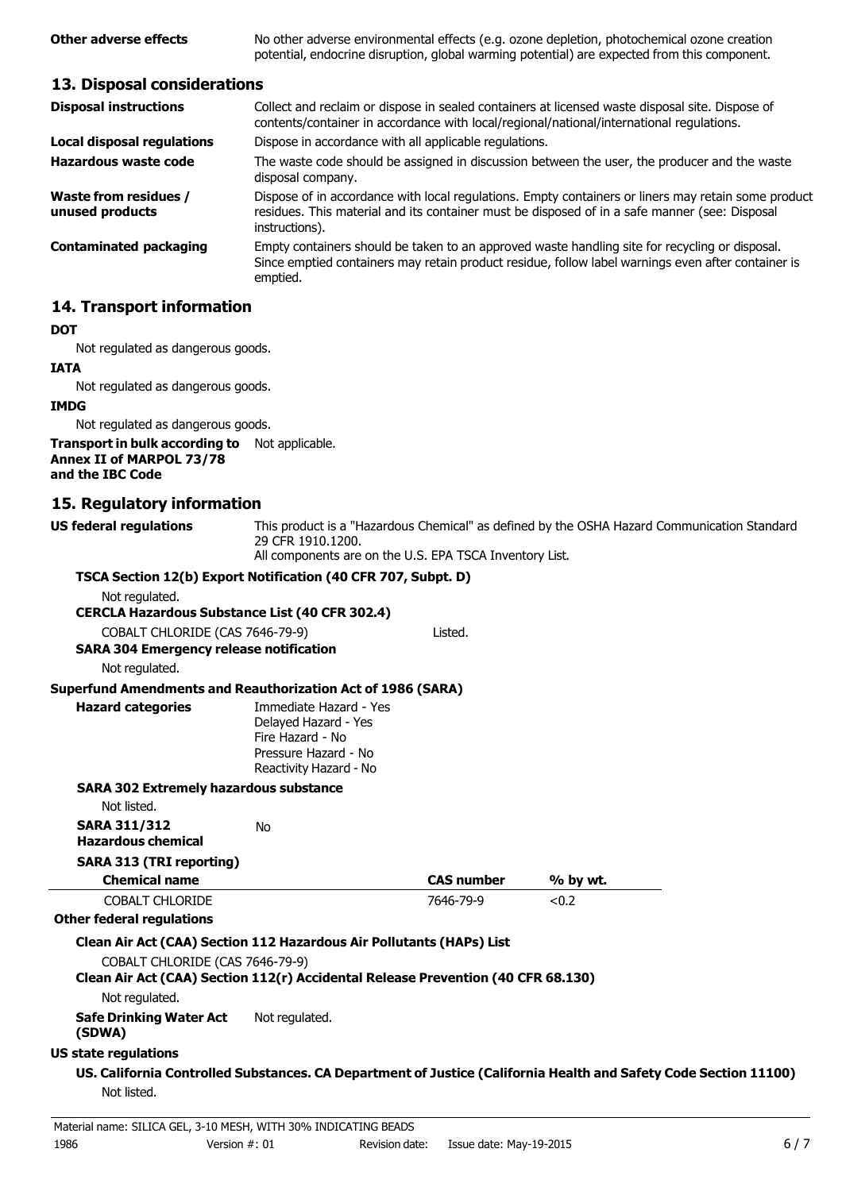**Other adverse effects** No other adverse environmental effects (e.g. ozone depletion, photochemical ozone creation potential, endocrine disruption, global warming potential) are expected from this component.

## 13. Disposal considerations

**Disposal instructions** Collect and reclaim or dispose in sealed containers at licensed waste disposal site. Dispose of contents/container in accordance with local/regional/national/international regulations.

**Local disposal regulations** Dispose in accordance with all applicable regulations.

**Hazardous waste code** The waste code should be assigned in discussion between the user, the producer and the waste disposal company.

**Waste from residues / unused products** Dispose of in accordance with local regulations. Empty containers or liners may retain some product residues. This material and its container must be disposed of in a safe manner (see: Disposal instructions).

**Contaminated packaging** Empty containers should be taken to an approved waste handling site for recycling or disposal. Since emptied containers may retain product residue, follow label warnings even after container is emptied.

## 14. Transport information

**DOT**

Not regulated as dangerous goods.

**IATA**

Not regulated as dangerous goods.

**IMDG**

Not regulated as dangerous goods.

**Transport in bulk according to Annex II of MARPOL 73/78 and the IBC Code** Not applicable.

## 15. Regulatory information

**US federal regulations** This product is a "Hazardous Chemical" as defined by the OSHA Hazard Communication Standard 29 CFR 1910.1200.
All components are on the U.S. EPA TSCA Inventory List.

**TSCA Section 12(b) Export Notification (40 CFR 707, Subpt. D)**

Not regulated.

**CERCLA Hazardous Substance List (40 CFR 302.4)**

COBALT CHLORIDE (CAS 7646-79-9) Listed.

**SARA 304 Emergency release notification**

Not regulated.

**Superfund Amendments and Reauthorization Act of 1986 (SARA)**

**Hazard categories**
Immediate Hazard - Yes
Delayed Hazard - Yes
Fire Hazard - No
Pressure Hazard - No
Reactivity Hazard - No

**SARA 302 Extremely hazardous substance**

Not listed.

**SARA 311/312 Hazardous chemical** No

**SARA 313 (TRI reporting)**

| Chemical name | CAS number | % by wt. |
|---|---|---|
| COBALT CHLORIDE | 7646-79-9 | <0.2 |

**Other federal regulations**

**Clean Air Act (CAA) Section 112 Hazardous Air Pollutants (HAPs) List**

COBALT CHLORIDE (CAS 7646-79-9)

**Clean Air Act (CAA) Section 112(r) Accidental Release Prevention (40 CFR 68.130)**

Not regulated.

**Safe Drinking Water Act (SDWA)** Not regulated.

**US state regulations**

**US. California Controlled Substances. CA Department of Justice (California Health and Safety Code Section 11100)**

Not listed.

Material name: SILICA GEL, 3-10 MESH, WITH 30% INDICATING BEADS
1986 Version #: 01 Revision date: Issue date: May-19-2015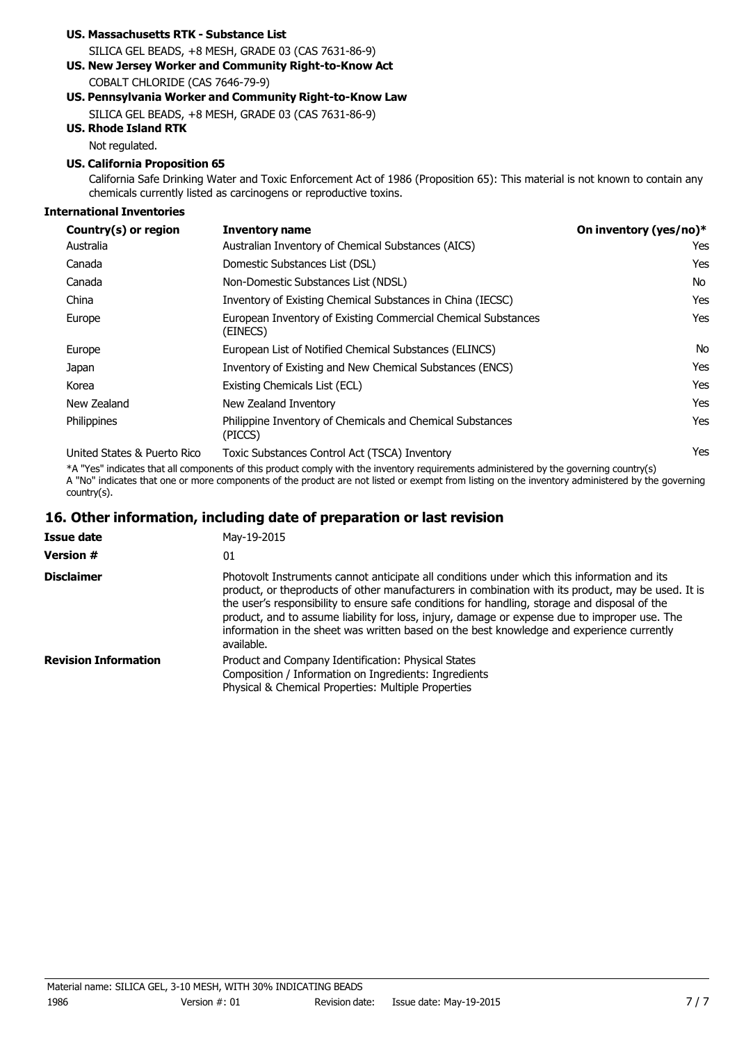**US. Massachusetts RTK - Substance List**

SILICA GEL BEADS, +8 MESH, GRADE 03 (CAS 7631-86-9)

**US. New Jersey Worker and Community Right-to-Know Act**

COBALT CHLORIDE (CAS 7646-79-9)

**US. Pennsylvania Worker and Community Right-to-Know Law**

SILICA GEL BEADS, +8 MESH, GRADE 03 (CAS 7631-86-9)

**US. Rhode Island RTK**

Not regulated.

**US. California Proposition 65**

California Safe Drinking Water and Toxic Enforcement Act of 1986 (Proposition 65): This material is not known to contain any chemicals currently listed as carcinogens or reproductive toxins.

**International Inventories**

| Country(s) or region | Inventory name | On inventory (yes/no)* |
|---|---|---|
| Australia | Australian Inventory of Chemical Substances (AICS) | Yes |
| Canada | Domestic Substances List (DSL) | Yes |
| Canada | Non-Domestic Substances List (NDSL) | No |
| China | Inventory of Existing Chemical Substances in China (IECSC) | Yes |
| Europe | European Inventory of Existing Commercial Chemical Substances (EINECS) | Yes |
| Europe | European List of Notified Chemical Substances (ELINCS) | No |
| Japan | Inventory of Existing and New Chemical Substances (ENCS) | Yes |
| Korea | Existing Chemicals List (ECL) | Yes |
| New Zealand | New Zealand Inventory | Yes |
| Philippines | Philippine Inventory of Chemicals and Chemical Substances (PICCS) | Yes |
| United States & Puerto Rico | Toxic Substances Control Act (TSCA) Inventory | Yes |

*A "Yes" indicates that all components of this product comply with the inventory requirements administered by the governing country(s)
A "No" indicates that one or more components of the product are not listed or exempt from listing on the inventory administered by the governing country(s).

## 16. Other information, including date of preparation or last revision

| | |
|---|---|
| **Issue date** | May-19-2015 |
| **Version #** | 01 |
| **Disclaimer** | Photovolt Instruments cannot anticipate all conditions under which this information and its product, or theproducts of other manufacturers in combination with its product, may be used. It is the user's responsibility to ensure safe conditions for handling, storage and disposal of the product, and to assume liability for loss, injury, damage or expense due to improper use. The information in the sheet was written based on the best knowledge and experience currently available. |
| **Revision Information** | Product and Company Identification: Physical States<br>Composition / Information on Ingredients: Ingredients<br>Physical & Chemical Properties: Multiple Properties |